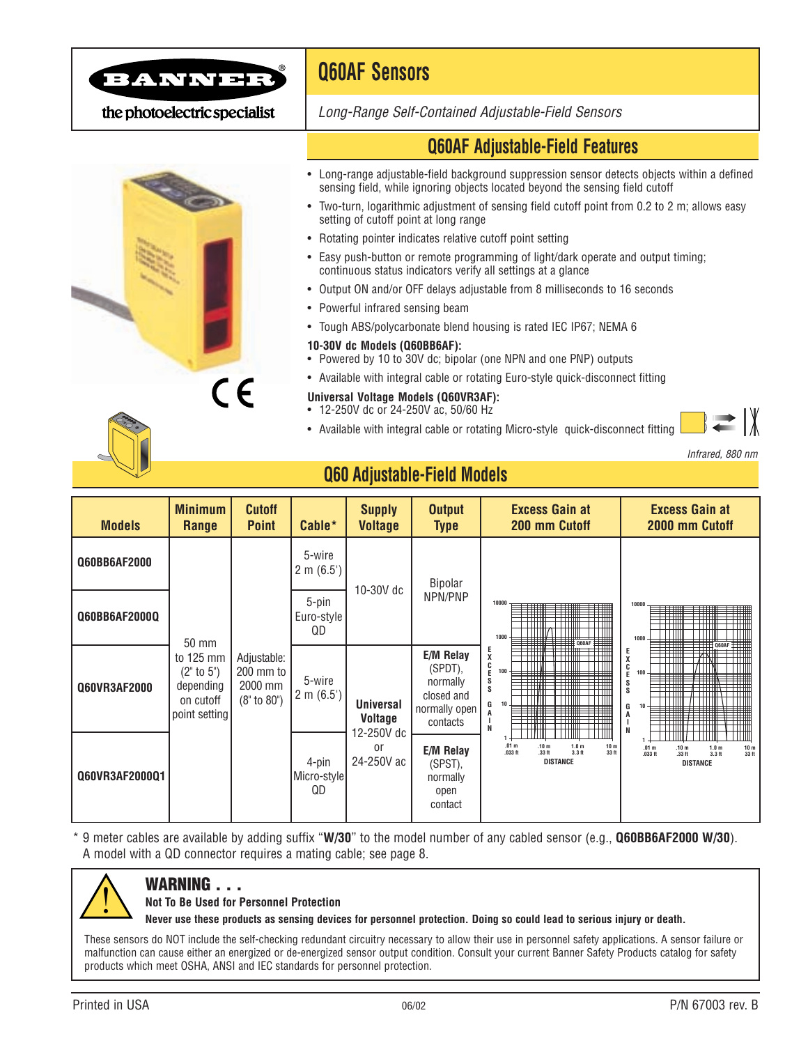# Q60AF Sensors

*Long-Range Self-Contained Adjustable-Field Sensors*

## Q60AF Adjustable-Field Features

- Long-range adjustable-field background suppression sensor detects objects within a defined sensing field, while ignoring objects located beyond the sensing field cutoff
- Two-turn, logarithmic adjustment of sensing field cutoff point from 0.2 to 2 m; allows easy setting of cutoff point at long range
- Rotating pointer indicates relative cutoff point setting
- Easy push-button or remote programming of light/dark operate and output timing; continuous status indicators verify all settings at a glance
- Output ON and/or OFF delays adjustable from 8 milliseconds to 16 seconds
- Powerful infrared sensing beam
- Tough ABS/polycarbonate blend housing is rated IEC IP67; NEMA 6

**10-30V dc Models (Q60BB6AF):**

- Powered by 10 to 30V dc; bipolar (one NPN and one PNP) outputs
- Available with integral cable or rotating Euro-style quick-disconnect fitting

**Universal Voltage Models (Q60VR3AF):**

- 12-250V dc or 24-250V ac, 50/60 Hz
- Available with integral cable or rotating Micro-style quick-disconnect fitting

*Infrared, 880 nm*

## Q60 Adjustable-Field Models

| Models | Minimum Range | Cutoff Point | Cable* | Supply Voltage | Output Type | Excess Gain at 200 mm Cutoff | Excess Gain at 2000 mm Cutoff |
|---|---|---|---|---|---|---|---|
| Q60BB6AF2000 | 50 mm to 125 mm (2" to 5") depending on cutoff point setting | Adjustable: 200 mm to 2000 mm (8" to 80") | 5-wire 2 m (6.5') | 10-30V dc | Bipolar NPN/PNP | | |
| Q60BB6AF2000Q | | | 5-pin Euro-style QD | | | | |
| Q60VR3AF2000 | | | 5-wire 2 m (6.5') | **Universal Voltage** 12-250V dc or 24-250V ac | **E/M Relay** (SPDT), normally closed and normally open contacts | | |
| Q60VR3AF2000Q1 | | | 4-pin Micro-style QD | | **E/M Relay** (SPST), normally open contact | | |

\* 9 meter cables are available by adding suffix "**W/30**" to the model number of any cabled sensor (e.g., **Q60BB6AF2000 W/30**). A model with a QD connector requires a mating cable; see page 8.

### WARNING . . .

**Not To Be Used for Personnel Protection**

**Never use these products as sensing devices for personnel protection. Doing so could lead to serious injury or death.**

These sensors do NOT include the self-checking redundant circuitry necessary to allow their use in personnel safety applications. A sensor failure or malfunction can cause either an energized or de-energized sensor output condition. Consult your current Banner Safety Products catalog for safety products which meet OSHA, ANSI and IEC standards for personnel protection.

Printed in USA 06/02 P/N 67003 rev. B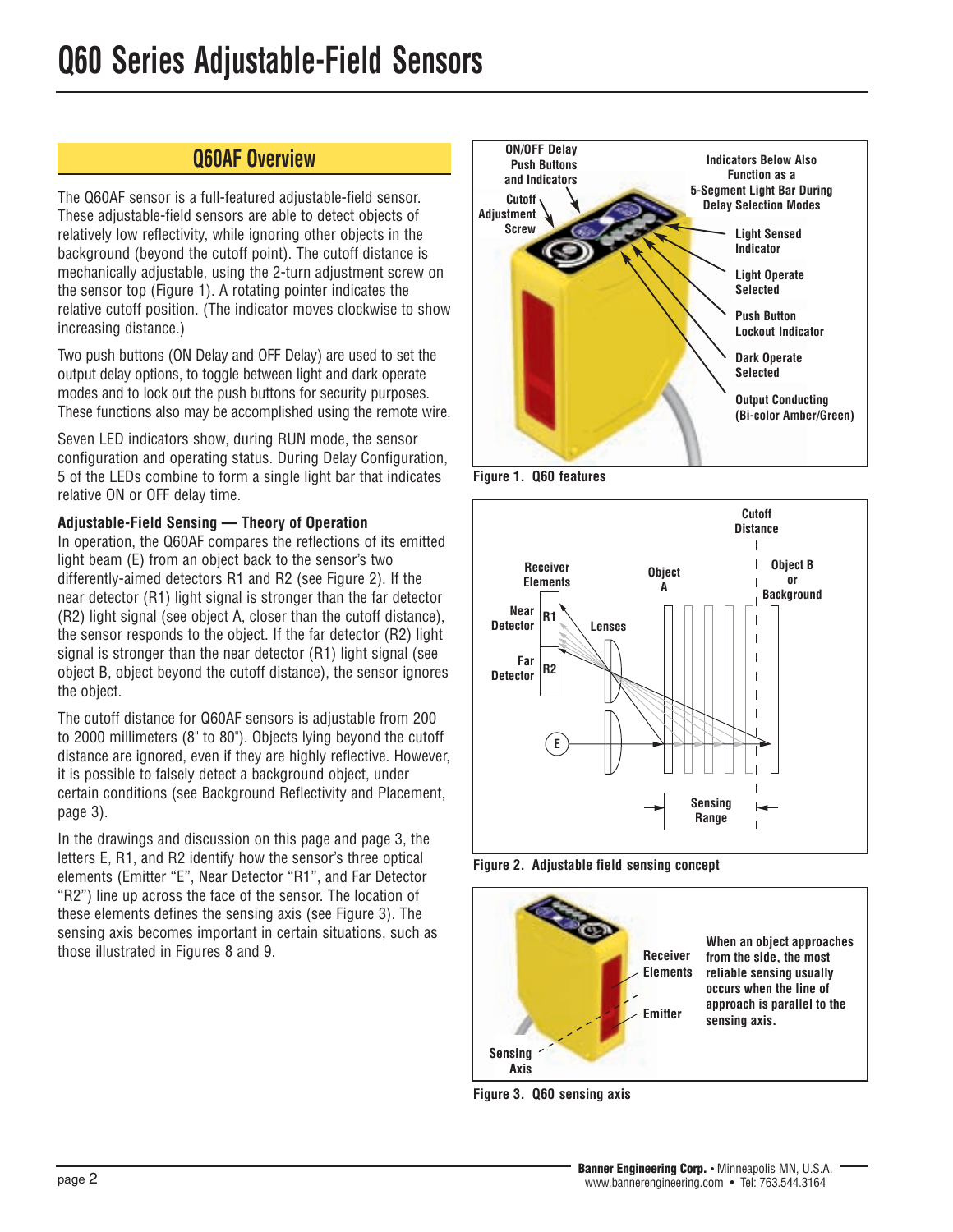# Q60 Series Adjustable-Field Sensors

## Q60AF Overview

The Q60AF sensor is a full-featured adjustable-field sensor. These adjustable-field sensors are able to detect objects of relatively low reflectivity, while ignoring other objects in the background (beyond the cutoff point). The cutoff distance is mechanically adjustable, using the 2-turn adjustment screw on the sensor top (Figure 1). A rotating pointer indicates the relative cutoff position. (The indicator moves clockwise to show increasing distance.)

Two push buttons (ON Delay and OFF Delay) are used to set the output delay options, to toggle between light and dark operate modes and to lock out the push buttons for security purposes. These functions also may be accomplished using the remote wire.

Seven LED indicators show, during RUN mode, the sensor configuration and operating status. During Delay Configuration, 5 of the LEDs combine to form a single light bar that indicates relative ON or OFF delay time.

**Adjustable-Field Sensing — Theory of Operation**

In operation, the Q60AF compares the reflections of its emitted light beam (E) from an object back to the sensor's two differently-aimed detectors R1 and R2 (see Figure 2). If the near detector (R1) light signal is stronger than the far detector (R2) light signal (see object A, closer than the cutoff distance), the sensor responds to the object. If the far detector (R2) light signal is stronger than the near detector (R1) light signal (see object B, object beyond the cutoff distance), the sensor ignores the object.

The cutoff distance for Q60AF sensors is adjustable from 200 to 2000 millimeters (8" to 80"). Objects lying beyond the cutoff distance are ignored, even if they are highly reflective. However, it is possible to falsely detect a background object, under certain conditions (see Background Reflectivity and Placement, page 3).

In the drawings and discussion on this page and page 3, the letters E, R1, and R2 identify how the sensor's three optical elements (Emitter "E", Near Detector "R1", and Far Detector "R2") line up across the face of the sensor. The location of these elements defines the sensing axis (see Figure 3). The sensing axis becomes important in certain situations, such as those illustrated in Figures 8 and 9.

ON/OFF Delay Push Buttons and Indicators; Cutoff Adjustment Screw; Indicators Below Also Function as a 5-Segment Light Bar During Delay Selection Modes; Light Sensed Indicator; Light Operate Selected; Push Button Lockout Indicator; Dark Operate Selected; Output Conducting (Bi-color Amber/Green)

Figure 1. Q60 features

Receiver Elements; Near Detector R1; Far Detector R2; Lenses; E; Object A; Cutoff Distance; Object B or Background; Sensing Range

Figure 2. Adjustable field sensing concept

Receiver Elements; Emitter; Sensing Axis

When an object approaches from the side, the most reliable sensing usually occurs when the line of approach is parallel to the sensing axis.

Figure 3. Q60 sensing axis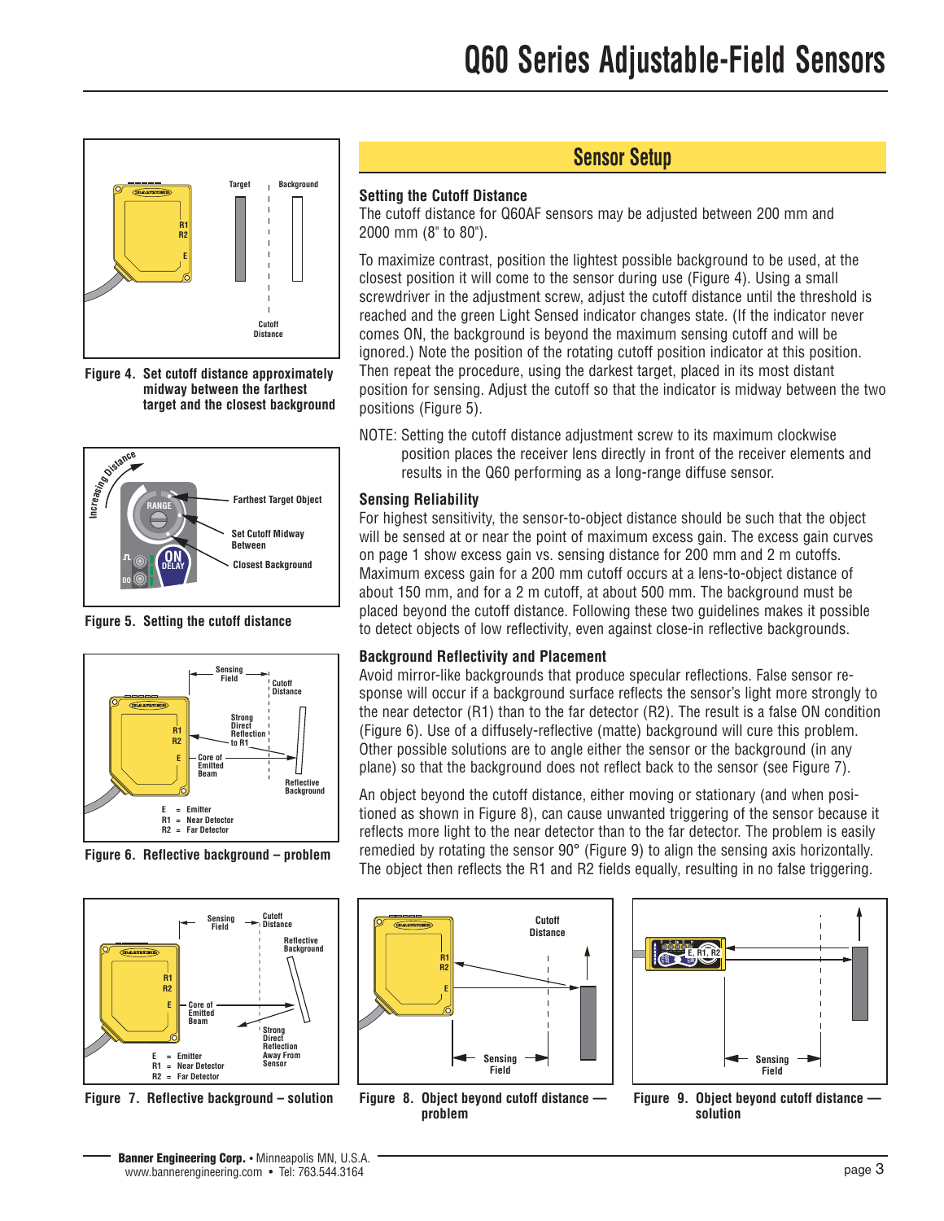# Q60 Series Adjustable-Field Sensors

## Sensor Setup

### Setting the Cutoff Distance

The cutoff distance for Q60AF sensors may be adjusted between 200 mm and 2000 mm (8" to 80").

To maximize contrast, position the lightest possible background to be used, at the closest position it will come to the sensor during use (Figure 4). Using a small screwdriver in the adjustment screw, adjust the cutoff distance until the threshold is reached and the green Light Sensed indicator changes state. (If the indicator never comes ON, the background is beyond the maximum sensing cutoff and will be ignored.) Note the position of the rotating cutoff position indicator at this position. Then repeat the procedure, using the darkest target, placed in its most distant position for sensing. Adjust the cutoff so that the indicator is midway between the two positions (Figure 5).

NOTE: Setting the cutoff distance adjustment screw to its maximum clockwise position places the receiver lens directly in front of the receiver elements and results in the Q60 performing as a long-range diffuse sensor.

**Figure 4. Set cutoff distance approximately midway between the farthest target and the closest background**

**Figure 5. Setting the cutoff distance**

### Sensing Reliability

For highest sensitivity, the sensor-to-object distance should be such that the object will be sensed at or near the point of maximum excess gain. The excess gain curves on page 1 show excess gain vs. sensing distance for 200 mm and 2 m cutoffs. Maximum excess gain for a 200 mm cutoff occurs at a lens-to-object distance of about 150 mm, and for a 2 m cutoff, at about 500 mm. The background must be placed beyond the cutoff distance. Following these two guidelines makes it possible to detect objects of low reflectivity, even against close-in reflective backgrounds.

### Background Reflectivity and Placement

Avoid mirror-like backgrounds that produce specular reflections. False sensor response will occur if a background surface reflects the sensor's light more strongly to the near detector (R1) than to the far detector (R2). The result is a false ON condition (Figure 6). Use of a diffusely-reflective (matte) background will cure this problem. Other possible solutions are to angle either the sensor or the background (in any plane) so that the background does not reflect back to the sensor (see Figure 7).

An object beyond the cutoff distance, either moving or stationary (and when positioned as shown in Figure 8), can cause unwanted triggering of the sensor because it reflects more light to the near detector than to the far detector. The problem is easily remedied by rotating the sensor 90° (Figure 9) to align the sensing axis horizontally. The object then reflects the R1 and R2 fields equally, resulting in no false triggering.

**Figure 6. Reflective background – problem**

**Figure 7. Reflective background – solution**

**Figure 8. Object beyond cutoff distance — problem**

**Figure 9. Object beyond cutoff distance — solution**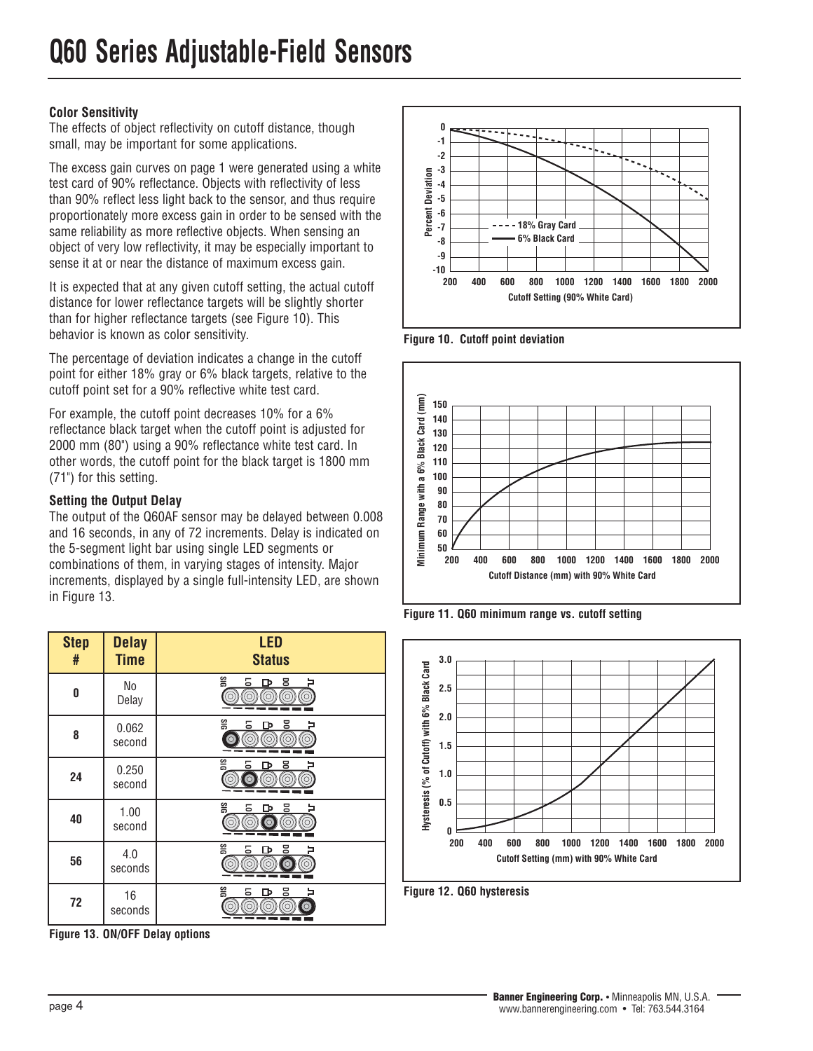# Q60 Series Adjustable-Field Sensors

### Color Sensitivity

The effects of object reflectivity on cutoff distance, though small, may be important for some applications.

The excess gain curves on page 1 were generated using a white test card of 90% reflectance. Objects with reflectivity of less than 90% reflect less light back to the sensor, and thus require proportionately more excess gain in order to be sensed with the same reliability as more reflective objects. When sensing an object of very low reflectivity, it may be especially important to sense it at or near the distance of maximum excess gain.

It is expected that at any given cutoff setting, the actual cutoff distance for lower reflectance targets will be slightly shorter than for higher reflectance targets (see Figure 10). This behavior is known as color sensitivity.

The percentage of deviation indicates a change in the cutoff point for either 18% gray or 6% black targets, relative to the cutoff point set for a 90% reflective white test card.

For example, the cutoff point decreases 10% for a 6% reflectance black target when the cutoff point is adjusted for 2000 mm (80") using a 90% reflectance white test card. In other words, the cutoff point for the black target is 1800 mm (71") for this setting.

### Setting the Output Delay

The output of the Q60AF sensor may be delayed between 0.008 and 16 seconds, in any of 72 increments. Delay is indicated on the 5-segment light bar using single LED segments or combinations of them, in varying stages of intensity. Major increments, displayed by a single full-intensity LED, are shown in Figure 13.

| Step # | Delay Time | LED Status |
|---|---|---|
| 0 | No Delay | All LEDs off |
| 8 | 0.062 second | SIG LED on |
| 24 | 0.250 second | LO LED on |
| 40 | 1.00 second | Middle LED on |
| 56 | 4.0 seconds | DO LED on |
| 72 | 16 seconds | Rightmost LED on |

Figure 13. ON/OFF Delay options

Figure 10. Cutoff point deviation

Figure 11. Q60 minimum range vs. cutoff setting

Figure 12. Q60 hysteresis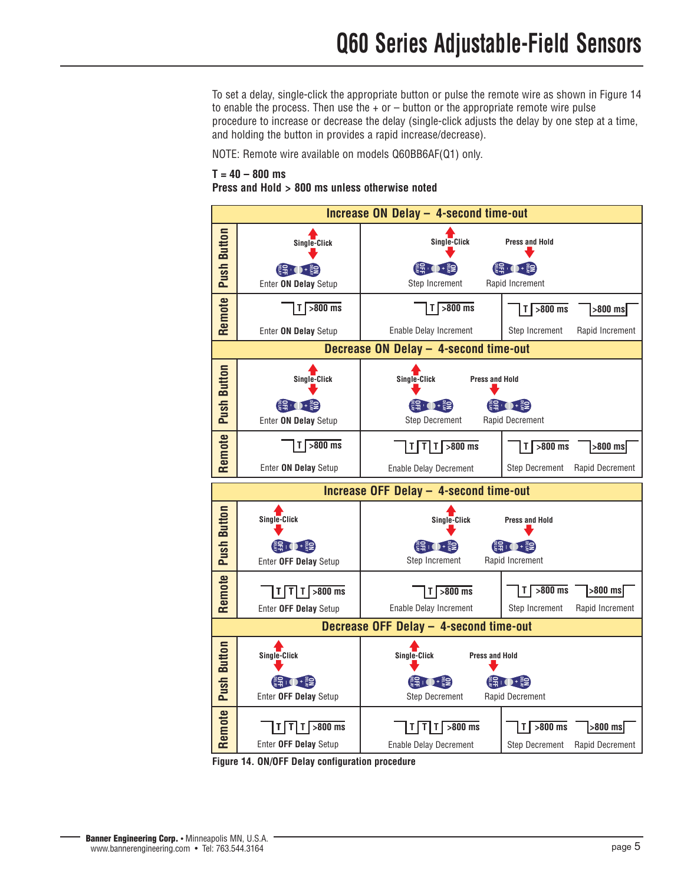To set a delay, single-click the appropriate button or pulse the remote wire as shown in Figure 14 to enable the process. Then use the + or – button or the appropriate remote wire pulse procedure to increase or decrease the delay (single-click adjusts the delay by one step at a time, and holding the button in provides a rapid increase/decrease).

NOTE: Remote wire available on models Q60BB6AF(Q1) only.

**T = 40 – 800 ms**
**Press and Hold > 800 ms unless otherwise noted**

| | | | | |
|---|---|---|---|---|
| **Increase ON Delay – 4-second time-out** | | | | |
| Push Button | Single-Click: Enter **ON Delay** Setup | Single-Click: Step Increment | Press and Hold: Rapid Increment | |
| Remote | T, >800 ms: Enter **ON Delay** Setup | T, >800 ms: Enable Delay Increment | T, >800 ms: Step Increment | >800 ms: Rapid Increment |
| **Decrease ON Delay – 4-second time-out** | | | | |
| Push Button | Single-Click: Enter **ON Delay** Setup | Single-Click: Step Decrement | Press and Hold: Rapid Decrement | |
| Remote | T, >800 ms: Enter **ON Delay** Setup | T, T, T, >800 ms: Enable Delay Decrement | T, >800 ms: Step Decrement | >800 ms: Rapid Decrement |
| **Increase OFF Delay – 4-second time-out** | | | | |
| Push Button | Single-Click: Enter **OFF Delay** Setup | Single-Click: Step Increment | Press and Hold: Rapid Increment | |
| Remote | T, T, T, >800 ms: Enter **OFF Delay** Setup | T, >800 ms: Enable Delay Increment | T, >800 ms: Step Increment | >800 ms: Rapid Increment |
| **Decrease OFF Delay – 4-second time-out** | | | | |
| Push Button | Single-Click: Enter **OFF Delay** Setup | Single-Click: Step Decrement | Press and Hold: Rapid Decrement | |
| Remote | T, T, T, >800 ms: Enter **OFF Delay** Setup | T, T, T, >800 ms: Enable Delay Decrement | T, >800 ms: Step Decrement | >800 ms: Rapid Decrement |

**Figure 14. ON/OFF Delay configuration procedure**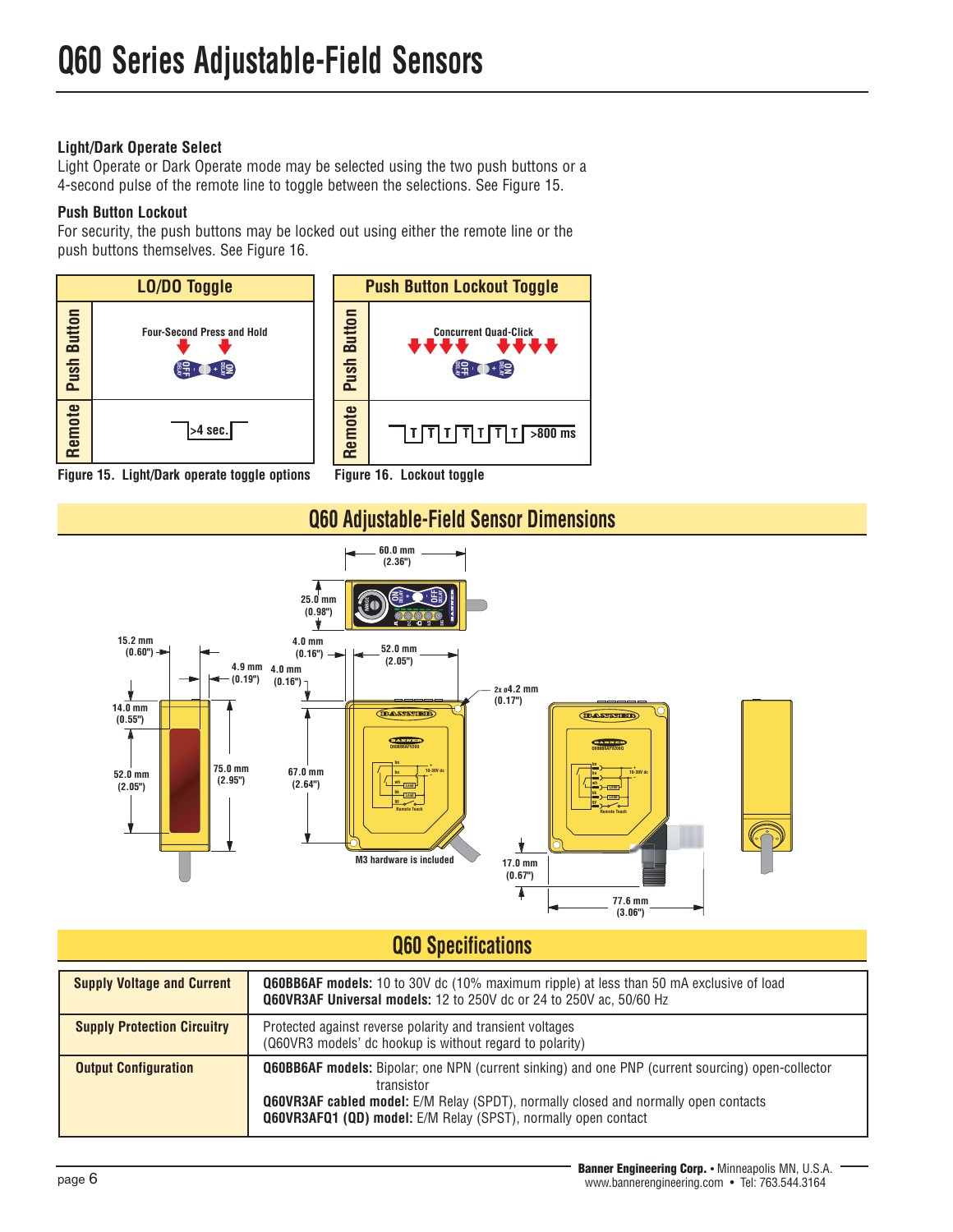## Light/Dark Operate Select

Light Operate or Dark Operate mode may be selected using the two push buttons or a 4-second pulse of the remote line to toggle between the selections. See Figure 15.

## Push Button Lockout

For security, the push buttons may be locked out using either the remote line or the push buttons themselves. See Figure 16.

| LO/DO Toggle | |
|---|---|
| Push Button | Four-Second Press and Hold |
| Remote | >4 sec. |

Figure 15. Light/Dark operate toggle options

| Push Button Lockout Toggle | |
|---|---|
| Push Button | Concurrent Quad-Click |
| Remote | T T T T T T T >800 ms |

Figure 16. Lockout toggle

# Q60 Adjustable-Field Sensor Dimensions

60.0 mm (2.36")
25.0 mm (0.98")
15.2 mm (0.60")
4.0 mm (0.16")
52.0 mm (2.05")
4.9 mm (0.19")
4.0 mm (0.16")
2x ø4.2 mm (0.17")
14.0 mm (0.55")
52.0 mm (2.05")
75.0 mm (2.95")
67.0 mm (2.64")
M3 hardware is included
17.0 mm (0.67")
77.6 mm (3.06")

# Q60 Specifications

| | |
|---|---|
| **Supply Voltage and Current** | **Q60BB6AF models:** 10 to 30V dc (10% maximum ripple) at less than 50 mA exclusive of load<br>**Q60VR3AF Universal models:** 12 to 250V dc or 24 to 250V ac, 50/60 Hz |
| **Supply Protection Circuitry** | Protected against reverse polarity and transient voltages<br>(Q60VR3 models' dc hookup is without regard to polarity) |
| **Output Configuration** | **Q60BB6AF models:** Bipolar; one NPN (current sinking) and one PNP (current sourcing) open-collector transistor<br>**Q60VR3AF cabled model:** E/M Relay (SPDT), normally closed and normally open contacts<br>**Q60VR3AFQ1 (QD) model:** E/M Relay (SPST), normally open contact |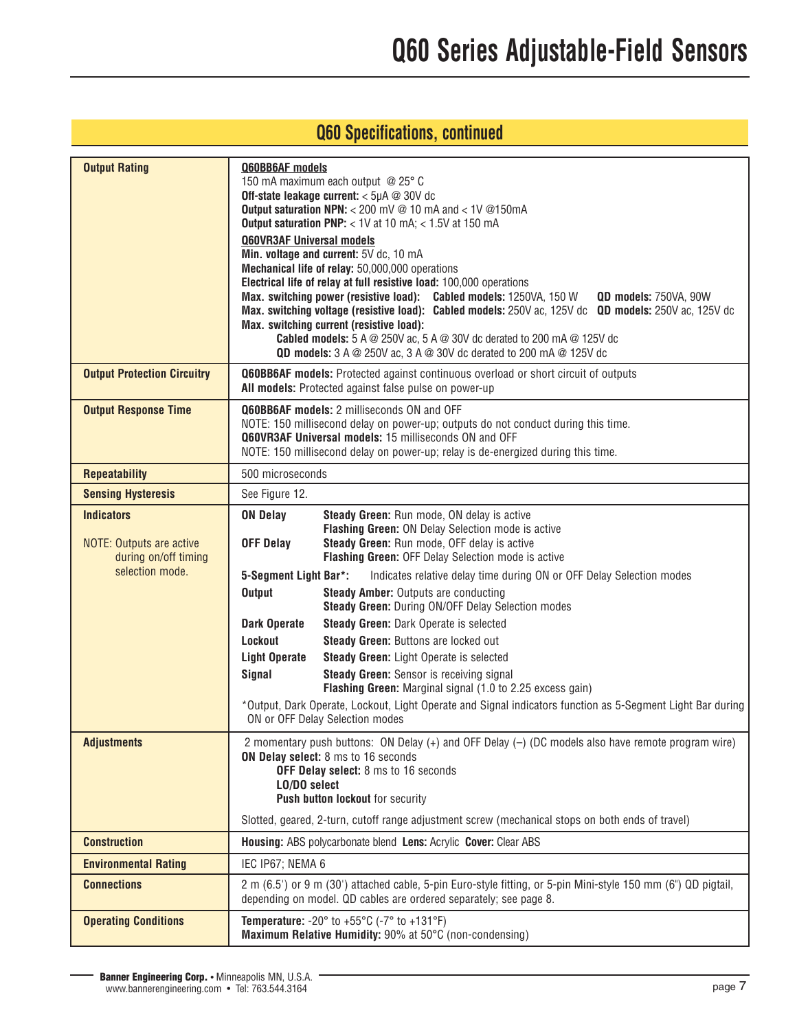## Q60 Specifications, continued

| | |
|---|---|
| **Output Rating** | **Q60BB6AF models**<br>150 mA maximum each output @ 25° C<br>**Off-state leakage current:** < 5µA @ 30V dc<br>**Output saturation NPN:** < 200 mV @ 10 mA and < 1V @150mA<br>**Output saturation PNP:** < 1V at 10 mA; < 1.5V at 150 mA<br>**Q60VR3AF Universal models**<br>**Min. voltage and current:** 5V dc, 10 mA<br>**Mechanical life of relay:** 50,000,000 operations<br>**Electrical life of relay at full resistive load:** 100,000 operations<br>**Max. switching power (resistive load): Cabled models:** 1250VA, 150 W **QD models:** 750VA, 90W<br>**Max. switching voltage (resistive load): Cabled models:** 250V ac, 125V dc **QD models:** 250V ac, 125V dc<br>**Max. switching current (resistive load):**<br>**Cabled models:** 5 A @ 250V ac, 5 A @ 30V dc derated to 200 mA @ 125V dc<br>**QD models:** 3 A @ 250V ac, 3 A @ 30V dc derated to 200 mA @ 125V dc |
| **Output Protection Circuitry** | **Q60BB6AF models:** Protected against continuous overload or short circuit of outputs<br>**All models:** Protected against false pulse on power-up |
| **Output Response Time** | **Q60BB6AF models:** 2 milliseconds ON and OFF<br>NOTE: 150 millisecond delay on power-up; outputs do not conduct during this time.<br>**Q60VR3AF Universal models:** 15 milliseconds ON and OFF<br>NOTE: 150 millisecond delay on power-up; relay is de-energized during this time. |
| **Repeatability** | 500 microseconds |
| **Sensing Hysteresis** | See Figure 12. |
| **Indicators**<br><br>NOTE: Outputs are active during on/off timing selection mode. | **ON Delay** — **Steady Green:** Run mode, ON delay is active; **Flashing Green:** ON Delay Selection mode is active<br>**OFF Delay** — **Steady Green:** Run mode, OFF delay is active; **Flashing Green:** OFF Delay Selection mode is active<br>**5-Segment Light Bar*:** Indicates relative delay time during ON or OFF Delay Selection modes<br>**Output** — **Steady Amber:** Outputs are conducting; **Steady Green:** During ON/OFF Delay Selection modes<br>**Dark Operate** — **Steady Green:** Dark Operate is selected<br>**Lockout** — **Steady Green:** Buttons are locked out<br>**Light Operate** — **Steady Green:** Light Operate is selected<br>**Signal** — **Steady Green:** Sensor is receiving signal; **Flashing Green:** Marginal signal (1.0 to 2.25 excess gain)<br>*Output, Dark Operate, Lockout, Light Operate and Signal indicators function as 5-Segment Light Bar during ON or OFF Delay Selection modes |
| **Adjustments** | 2 momentary push buttons: ON Delay (+) and OFF Delay (–) (DC models also have remote program wire)<br>**ON Delay select:** 8 ms to 16 seconds<br>**OFF Delay select:** 8 ms to 16 seconds<br>**LO/DO select**<br>**Push button lockout** for security<br>Slotted, geared, 2-turn, cutoff range adjustment screw (mechanical stops on both ends of travel) |
| **Construction** | **Housing:** ABS polycarbonate blend **Lens:** Acrylic **Cover:** Clear ABS |
| **Environmental Rating** | IEC IP67; NEMA 6 |
| **Connections** | 2 m (6.5') or 9 m (30') attached cable, 5-pin Euro-style fitting, or 5-pin Mini-style 150 mm (6") QD pigtail, depending on model. QD cables are ordered separately; see page 8. |
| **Operating Conditions** | **Temperature:** -20° to +55°C (-7° to +131°F)<br>**Maximum Relative Humidity:** 90% at 50°C (non-condensing) |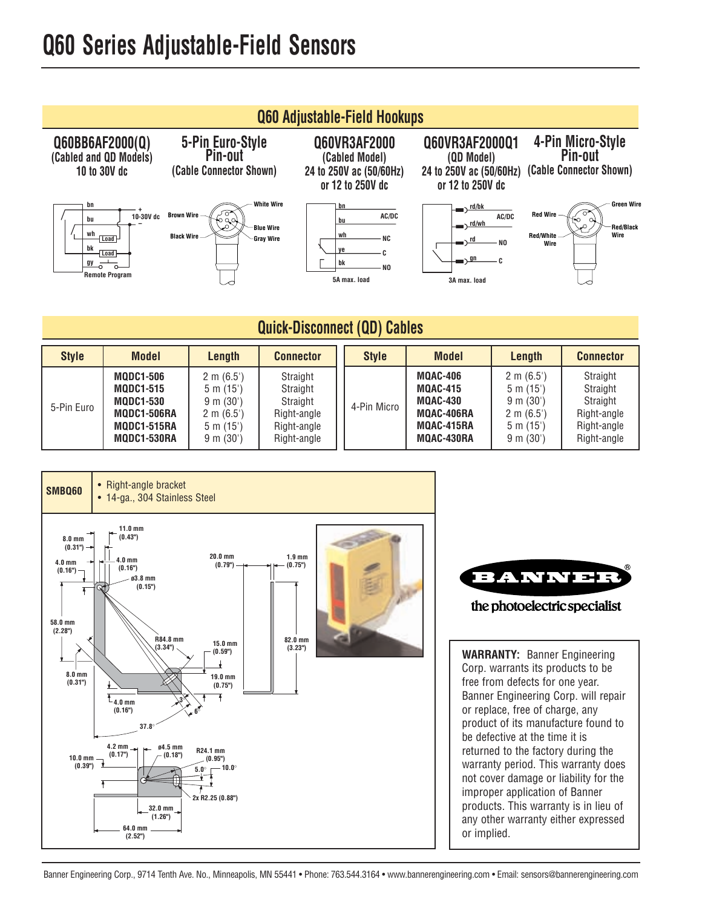# Q60 Series Adjustable-Field Sensors

## Q60 Adjustable-Field Hookups

**Q60BB6AF2000(Q)**
(Cabled and QD Models)
10 to 30V dc

bn
bu
wh
bk
gy
+
10-30V dc
–
Load
Load
Remote Program

**5-Pin Euro-Style Pin-out**
(Cable Connector Shown)

Brown Wire
White Wire
Black Wire
Blue Wire
Gray Wire

**Q60VR3AF2000**
(Cabled Model)
24 to 250V ac (50/60Hz)
or 12 to 250V dc

bn
bu
AC/DC
wh
NC
ye
C
bk
NO
5A max. load

**Q60VR3AF2000Q1**
(QD Model)
24 to 250V ac (50/60Hz)
or 12 to 250V dc

rd/bk
rd/wh
AC/DC
rd
NO
gn
C
3A max. load

**4-Pin Micro-Style Pin-out**
(Cable Connector Shown)

Red Wire
Green Wire
Red/Black Wire
Red/White Wire

## Quick-Disconnect (QD) Cables

| Style | Model | Length | Connector | Style | Model | Length | Connector |
|---|---|---|---|---|---|---|---|
| 5-Pin Euro | **MQDC1-506** | 2 m (6.5') | Straight | 4-Pin Micro | **MQAC-406** | 2 m (6.5') | Straight |
| | **MQDC1-515** | 5 m (15') | Straight | | **MQAC-415** | 5 m (15') | Straight |
| | **MQDC1-530** | 9 m (30') | Straight | | **MQAC-430** | 9 m (30') | Straight |
| | **MQDC1-506RA** | 2 m (6.5') | Right-angle | | **MQAC-406RA** | 2 m (6.5') | Right-angle |
| | **MQDC1-515RA** | 5 m (15') | Right-angle | | **MQAC-415RA** | 5 m (15') | Right-angle |
| | **MQDC1-530RA** | 9 m (30') | Right-angle | | **MQAC-430RA** | 9 m (30') | Right-angle |

**SMBQ60**
- Right-angle bracket
- 14-ga., 304 Stainless Steel

11.0 mm (0.43")
8.0 mm (0.31")
4.0 mm (0.16")
4.0 mm (0.16")
ø3.8 mm (0.15")
20.0 mm (0.79")
1.9 mm (0.75")
58.0 mm (2.28")
R84.8 mm (3.34")
15.0 mm (0.59")
82.0 mm (3.23")
8.0 mm (0.31")
19.0 mm (0.75")
3°
4.0 mm (0.16")
6°
37.8°
4.2 mm (0.17")
ø4.5 mm (0.18")
R24.1 mm (0.95")
10.0 mm (0.39")
5.0°
10.0°
2x R2.25 (0.88")
32.0 mm (1.26")
64.0 mm (2.52")

BANNER®
the photoelectric specialist

**WARRANTY:** Banner Engineering Corp. warrants its products to be free from defects for one year. Banner Engineering Corp. will repair or replace, free of charge, any product of its manufacture found to be defective at the time it is returned to the factory during the warranty period. This warranty does not cover damage or liability for the improper application of Banner products. This warranty is in lieu of any other warranty either expressed or implied.

Banner Engineering Corp., 9714 Tenth Ave. No., Minneapolis, MN 55441 • Phone: 763.544.3164 • www.bannerengineering.com • Email: sensors@bannerengineering.com